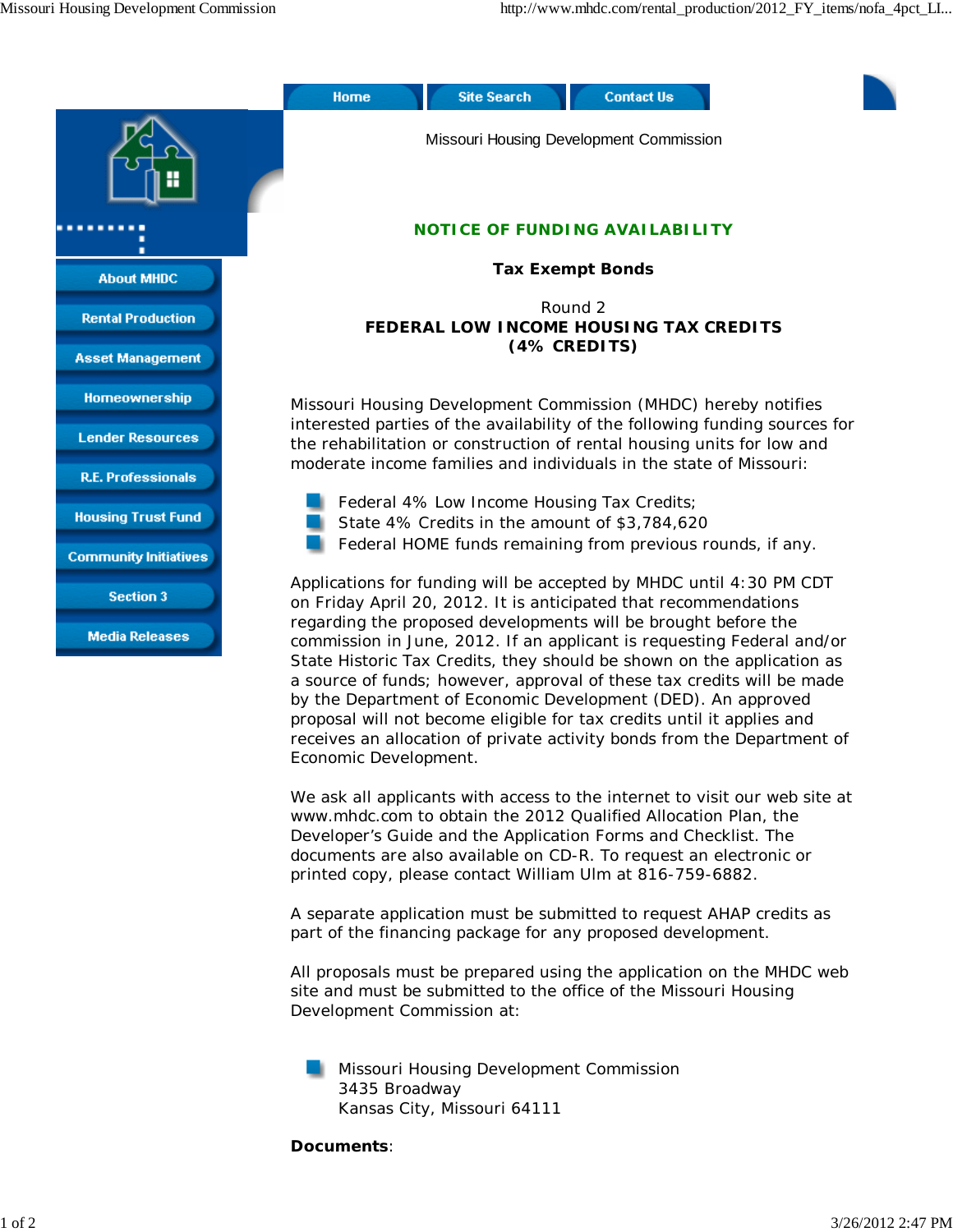Home | Site Search | Contact Us

- About MHDC
- Rental Production
- Asset Management
- Homeownership
- Lender Resources
- R.E. Professionals
- Housing Trust Fund
- Community Initiatives
- Section 3
- Media Releases

Missouri Housing Development Commission

## NOTICE OF FUNDING AVAILABILITY

**Tax Exempt Bonds**

Round 2
**FEDERAL LOW INCOME HOUSING TAX CREDITS**
**(4% CREDITS)**

Missouri Housing Development Commission (MHDC) hereby notifies interested parties of the availability of the following funding sources for the rehabilitation or construction of rental housing units for low and moderate income families and individuals in the state of Missouri:

- Federal 4% Low Income Housing Tax Credits;
- State 4% Credits in the amount of $3,784,620
- Federal HOME funds remaining from previous rounds, if any.

Applications for funding will be accepted by MHDC until 4:30 PM CDT on Friday April 20, 2012. It is anticipated that recommendations regarding the proposed developments will be brought before the commission in June, 2012. If an applicant is requesting Federal and/or State Historic Tax Credits, they should be shown on the application as a source of funds; however, approval of these tax credits will be made by the Department of Economic Development (DED). An approved proposal will not become eligible for tax credits until it applies and receives an allocation of private activity bonds from the Department of Economic Development.

We ask all applicants with access to the internet to visit our web site at www.mhdc.com to obtain the 2012 Qualified Allocation Plan, the Developer's Guide and the Application Forms and Checklist. The documents are also available on CD-R. To request an electronic or printed copy, please contact William Ulm at 816-759-6882.

A separate application must be submitted to request AHAP credits as part of the financing package for any proposed development.

All proposals must be prepared using the application on the MHDC web site and must be submitted to the office of the Missouri Housing Development Commission at:

- Missouri Housing Development Commission
  3435 Broadway
  Kansas City, Missouri 64111

**Documents**: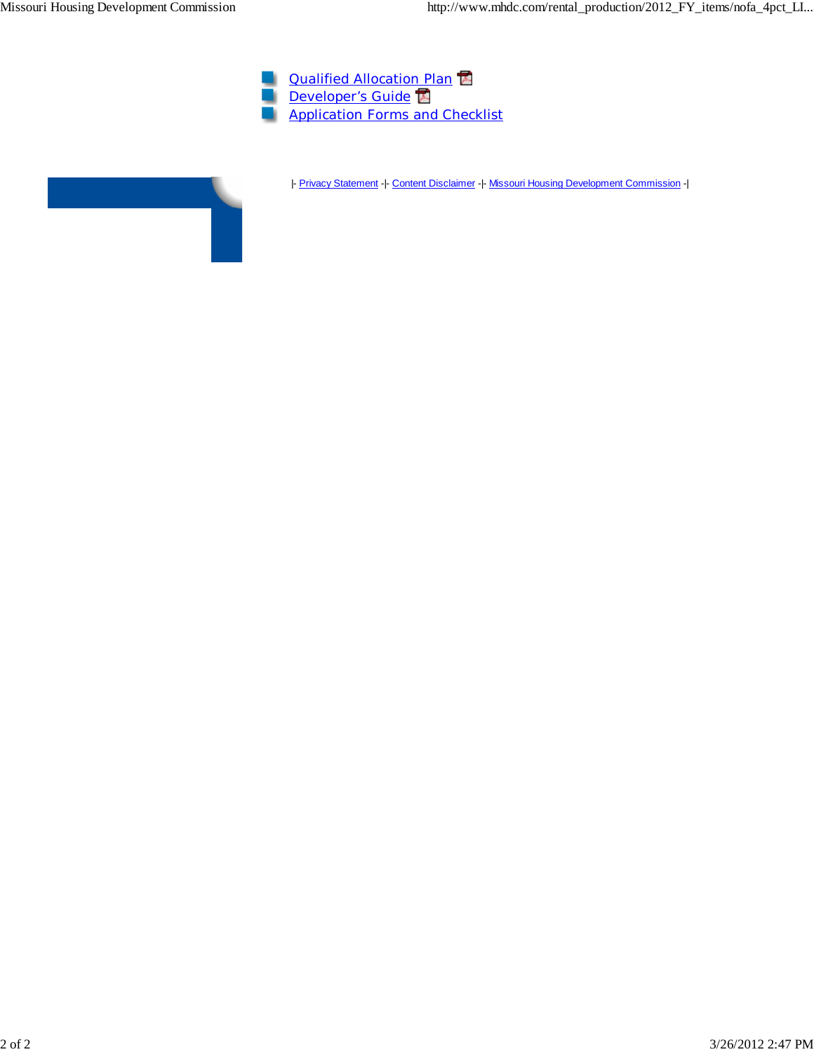- Qualified Allocation Plan
- Developer's Guide
- Application Forms and Checklist

|- Privacy Statement -|- Content Disclaimer -|- Missouri Housing Development Commission -|